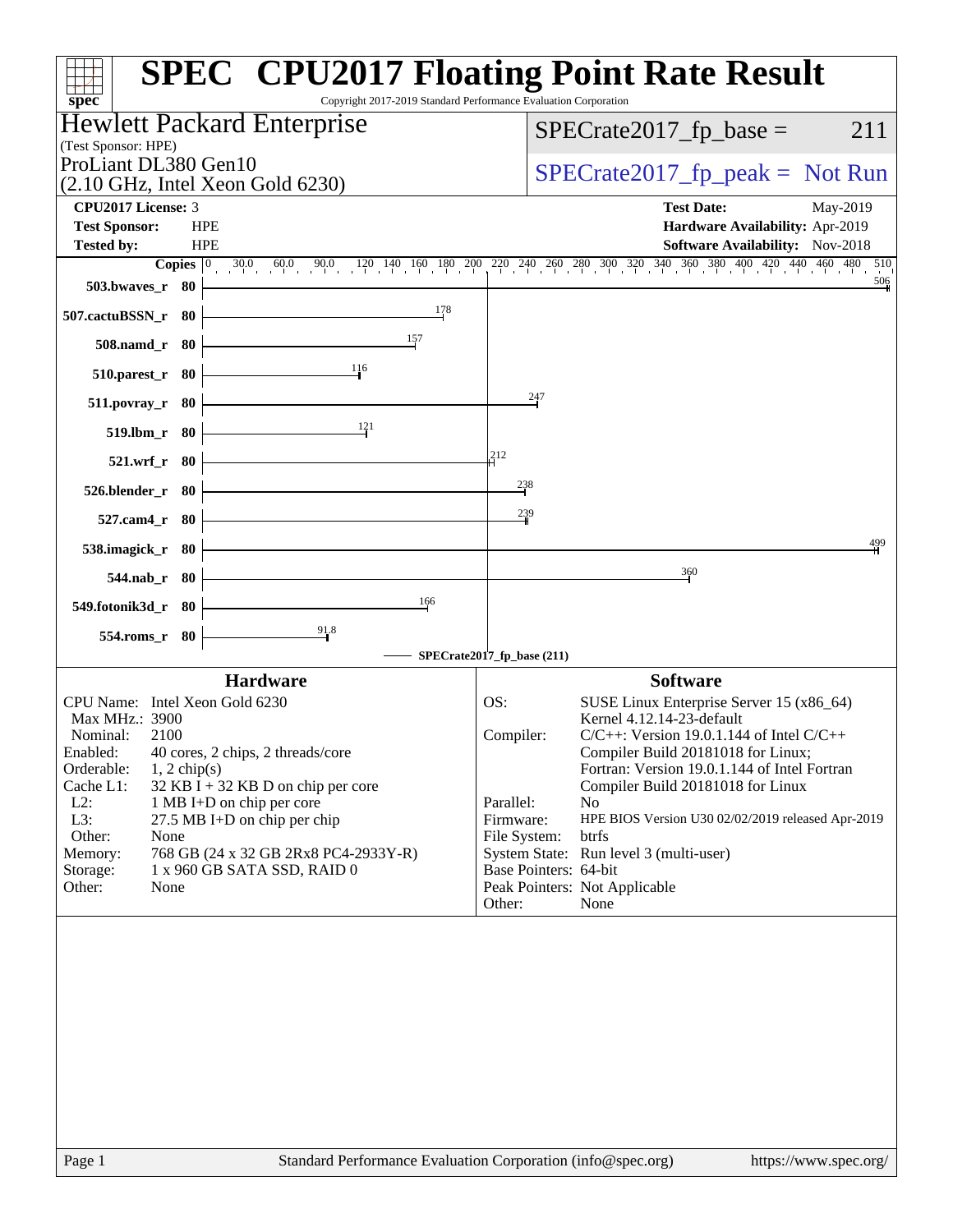# SPEC CPU2017 Floating Point Rate Result

Copyright 2017-2019 Standard Performance Evaluation Corporation

**Hewlett Packard Enterprise**
(Test Sponsor: HPE)
ProLiant DL380 Gen10
(2.10 GHz, Intel Xeon Gold 6230)

SPECrate2017_fp_base = 211

SPECrate2017_fp_peak = Not Run

**CPU2017 License:** 3
**Test Sponsor:** HPE
**Tested by:** HPE

**Test Date:** May-2019
**Hardware Availability:** Apr-2019
**Software Availability:** Nov-2018

| Benchmark | Copies | Base Ratio |
|---|---|---|
| 503.bwaves_r | 80 | 506 |
| 507.cactuBSSN_r | 80 | 178 |
| 508.namd_r | 80 | 157 |
| 510.parest_r | 80 | 116 |
| 511.povray_r | 80 | 247 |
| 519.lbm_r | 80 | 121 |
| 521.wrf_r | 80 | 212 |
| 526.blender_r | 80 | 238 |
| 527.cam4_r | 80 | 239 |
| 538.imagick_r | 80 | 499 |
| 544.nab_r | 80 | 360 |
| 549.fotonik3d_r | 80 | 166 |
| 554.roms_r | 80 | 91.8 |

SPECrate2017_fp_base (211)

## Hardware

| | |
|---|---|
| CPU Name: | Intel Xeon Gold 6230 |
| Max MHz.: | 3900 |
| Nominal: | 2100 |
| Enabled: | 40 cores, 2 chips, 2 threads/core |
| Orderable: | 1, 2 chip(s) |
| Cache L1: | 32 KB I + 32 KB D on chip per core |
| L2: | 1 MB I+D on chip per core |
| L3: | 27.5 MB I+D on chip per chip |
| Other: | None |
| Memory: | 768 GB (24 x 32 GB 2Rx8 PC4-2933Y-R) |
| Storage: | 1 x 960 GB SATA SSD, RAID 0 |
| Other: | None |

## Software

| | |
|---|---|
| OS: | SUSE Linux Enterprise Server 15 (x86_64) Kernel 4.12.14-23-default |
| Compiler: | C/C++: Version 19.0.1.144 of Intel C/C++ Compiler Build 20181018 for Linux; Fortran: Version 19.0.1.144 of Intel Fortran Compiler Build 20181018 for Linux |
| Parallel: | No |
| Firmware: | HPE BIOS Version U30 02/02/2019 released Apr-2019 |
| File System: | btrfs |
| System State: | Run level 3 (multi-user) |
| Base Pointers: | 64-bit |
| Peak Pointers: | Not Applicable |
| Other: | None |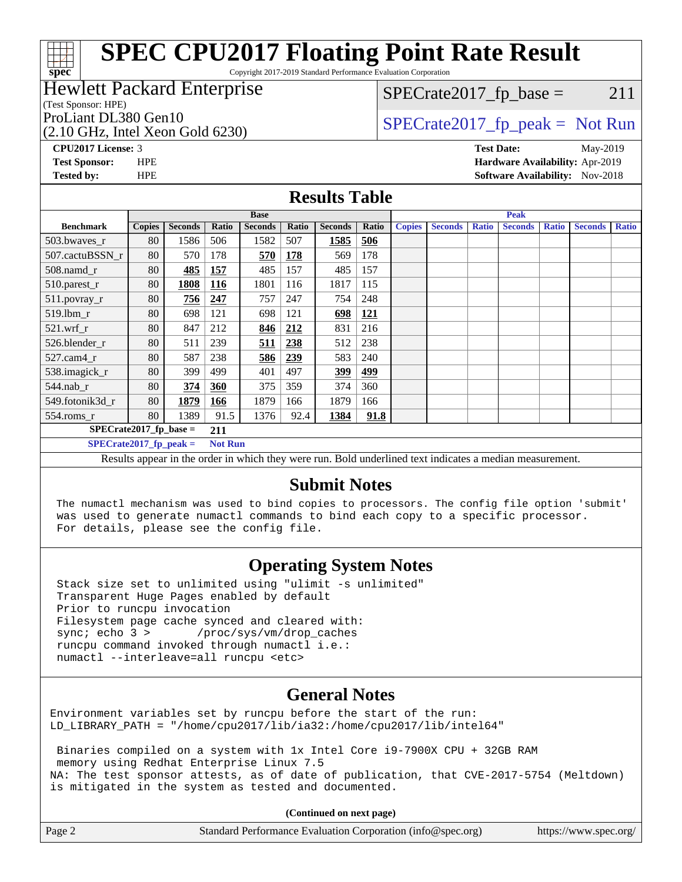# SPEC CPU2017 Floating Point Rate Result

Copyright 2017-2019 Standard Performance Evaluation Corporation

**Hewlett Packard Enterprise**
(Test Sponsor: HPE)
ProLiant DL380 Gen10
(2.10 GHz, Intel Xeon Gold 6230)

SPECrate2017_fp_base = 211

SPECrate2017_fp_peak = Not Run

**CPU2017 License:** 3
**Test Sponsor:** HPE
**Tested by:** HPE

**Test Date:** May-2019
**Hardware Availability:** Apr-2019
**Software Availability:** Nov-2018

## Results Table

| Benchmark | Base | | | | | | | Peak | | | | | | |
|---|---|---|---|---|---|---|---|---|---|---|---|---|---|---|
| | Copies | Seconds | Ratio | Seconds | Ratio | Seconds | Ratio | Copies | Seconds | Ratio | Seconds | Ratio | Seconds | Ratio |
| 503.bwaves_r | 80 | 1586 | 506 | 1582 | 507 | **1585** | **506** | | | | | | | |
| 507.cactuBSSN_r | 80 | 570 | 178 | **570** | **178** | 569 | 178 | | | | | | | |
| 508.namd_r | 80 | **485** | **157** | 485 | 157 | 485 | 157 | | | | | | | |
| 510.parest_r | 80 | **1808** | **116** | 1801 | 116 | 1817 | 115 | | | | | | | |
| 511.povray_r | 80 | **756** | **247** | 757 | 247 | 754 | 248 | | | | | | | |
| 519.lbm_r | 80 | 698 | 121 | 698 | 121 | **698** | **121** | | | | | | | |
| 521.wrf_r | 80 | 847 | 212 | **846** | **212** | 831 | 216 | | | | | | | |
| 526.blender_r | 80 | 511 | 239 | **511** | **238** | 512 | 238 | | | | | | | |
| 527.cam4_r | 80 | 587 | 238 | **586** | **239** | 583 | 240 | | | | | | | |
| 538.imagick_r | 80 | 399 | 499 | 401 | 497 | **399** | **499** | | | | | | | |
| 544.nab_r | 80 | **374** | **360** | 375 | 359 | 374 | 360 | | | | | | | |
| 549.fotonik3d_r | 80 | **1879** | **166** | 1879 | 166 | 1879 | 166 | | | | | | | |
| 554.roms_r | 80 | 1389 | 91.5 | 1376 | 92.4 | **1384** | **91.8** | | | | | | | |

**SPECrate2017_fp_base = 211**

**SPECrate2017_fp_peak = Not Run**

Results appear in the order in which they were run. Bold underlined text indicates a median measurement.

## Submit Notes

```
The numactl mechanism was used to bind copies to processors. The config file option 'submit'
was used to generate numactl commands to bind each copy to a specific processor.
For details, please see the config file.
```

## Operating System Notes

```
Stack size set to unlimited using "ulimit -s unlimited"
Transparent Huge Pages enabled by default
Prior to runcpu invocation
Filesystem page cache synced and cleared with:
sync; echo 3 >       /proc/sys/vm/drop_caches
runcpu command invoked through numactl i.e.:
numactl --interleave=all runcpu <etc>
```

## General Notes

```
Environment variables set by runcpu before the start of the run:
LD_LIBRARY_PATH = "/home/cpu2017/lib/ia32:/home/cpu2017/lib/intel64"

 Binaries compiled on a system with 1x Intel Core i9-7900X CPU + 32GB RAM
 memory using Redhat Enterprise Linux 7.5
NA: The test sponsor attests, as of date of publication, that CVE-2017-5754 (Meltdown)
is mitigated in the system as tested and documented.
```

(Continued on next page)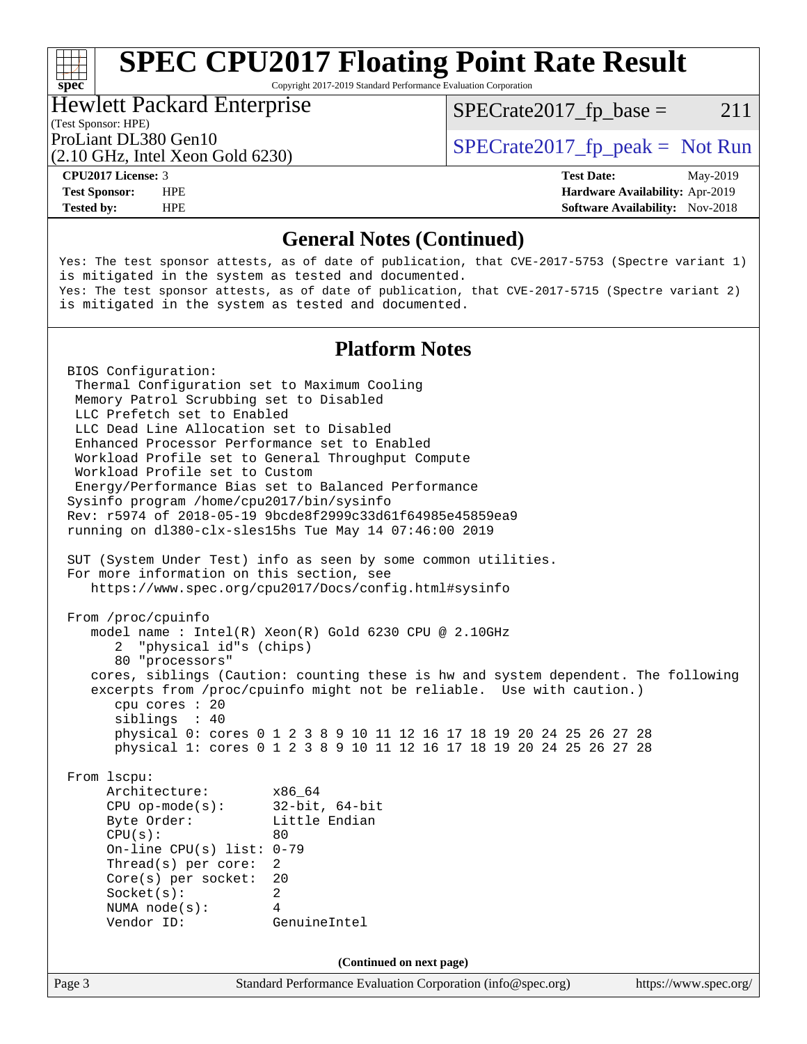## General Notes (Continued)

```
Yes: The test sponsor attests, as of date of publication, that CVE-2017-5753 (Spectre variant 1)
is mitigated in the system as tested and documented.
Yes: The test sponsor attests, as of date of publication, that CVE-2017-5715 (Spectre variant 2)
is mitigated in the system as tested and documented.
```

## Platform Notes

```
BIOS Configuration:
 Thermal Configuration set to Maximum Cooling
 Memory Patrol Scrubbing set to Disabled
 LLC Prefetch set to Enabled
 LLC Dead Line Allocation set to Disabled
 Enhanced Processor Performance set to Enabled
 Workload Profile set to General Throughput Compute
 Workload Profile set to Custom
 Energy/Performance Bias set to Balanced Performance
Sysinfo program /home/cpu2017/bin/sysinfo
Rev: r5974 of 2018-05-19 9bcde8f2999c33d61f64985e45859ea9
running on dl380-clx-sles15hs Tue May 14 07:46:00 2019

SUT (System Under Test) info as seen by some common utilities.
For more information on this section, see
   https://www.spec.org/cpu2017/Docs/config.html#sysinfo

From /proc/cpuinfo
   model name : Intel(R) Xeon(R) Gold 6230 CPU @ 2.10GHz
      2  "physical id"s (chips)
      80 "processors"
   cores, siblings (Caution: counting these is hw and system dependent. The following
   excerpts from /proc/cpuinfo might not be reliable.  Use with caution.)
      cpu cores : 20
      siblings  : 40
      physical 0: cores 0 1 2 3 8 9 10 11 12 16 17 18 19 20 24 25 26 27 28
      physical 1: cores 0 1 2 3 8 9 10 11 12 16 17 18 19 20 24 25 26 27 28

From lscpu:
     Architecture:        x86_64
     CPU op-mode(s):      32-bit, 64-bit
     Byte Order:          Little Endian
     CPU(s):              80
     On-line CPU(s) list: 0-79
     Thread(s) per core:  2
     Core(s) per socket:  20
     Socket(s):           2
     NUMA node(s):        4
     Vendor ID:           GenuineIntel
```

(Continued on next page)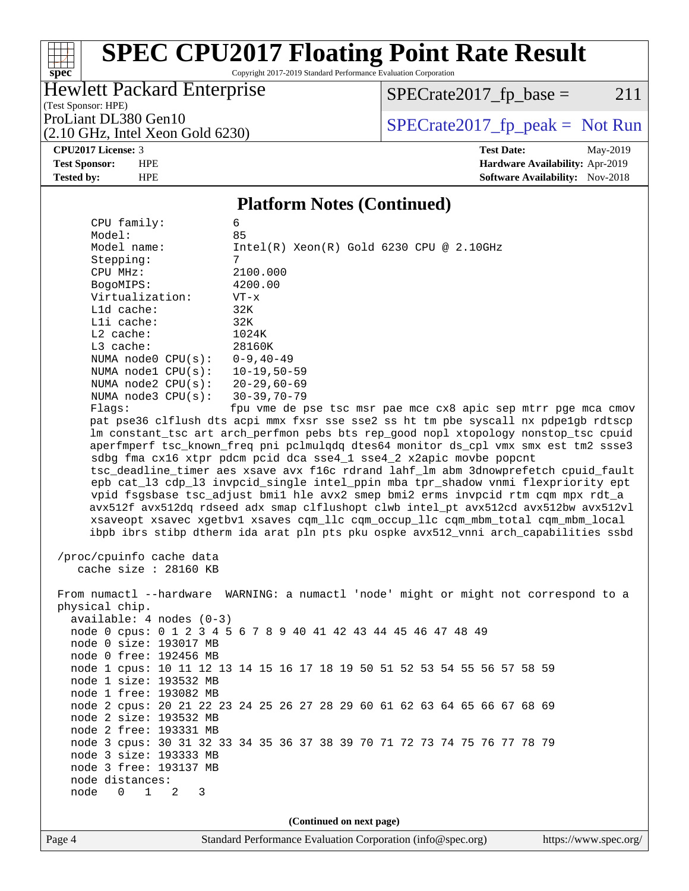# SPEC CPU2017 Floating Point Rate Result

Copyright 2017-2019 Standard Performance Evaluation Corporation

**Hewlett Packard Enterprise**
(Test Sponsor: HPE)
ProLiant DL380 Gen10
(2.10 GHz, Intel Xeon Gold 6230)

SPECrate2017_fp_base = 211

SPECrate2017_fp_peak = Not Run

| | | | |
|---|---|---|---|
| **CPU2017 License:** | 3 | **Test Date:** | May-2019 |
| **Test Sponsor:** | HPE | **Hardware Availability:** | Apr-2019 |
| **Tested by:** | HPE | **Software Availability:** | Nov-2018 |

## Platform Notes (Continued)

```
     CPU family:          6
     Model:               85
     Model name:          Intel(R) Xeon(R) Gold 6230 CPU @ 2.10GHz
     Stepping:            7
     CPU MHz:             2100.000
     BogoMIPS:            4200.00
     Virtualization:      VT-x
     L1d cache:           32K
     L1i cache:           32K
     L2 cache:            1024K
     L3 cache:            28160K
     NUMA node0 CPU(s):   0-9,40-49
     NUMA node1 CPU(s):   10-19,50-59
     NUMA node2 CPU(s):   20-29,60-69
     NUMA node3 CPU(s):   30-39,70-79
     Flags:               fpu vme de pse tsc msr pae mce cx8 apic sep mtrr pge mca cmov
     pat pse36 clflush dts acpi mmx fxsr sse sse2 ss ht tm pbe syscall nx pdpe1gb rdtscp
     lm constant_tsc art arch_perfmon pebs bts rep_good nopl xtopology nonstop_tsc cpuid
     aperfmperf tsc_known_freq pni pclmulqdq dtes64 monitor ds_cpl vmx smx est tm2 ssse3
     sdbg fma cx16 xtpr pdcm pcid dca sse4_1 sse4_2 x2apic movbe popcnt
     tsc_deadline_timer aes xsave avx f16c rdrand lahf_lm abm 3dnowprefetch cpuid_fault
     epb cat_l3 cdp_l3 invpcid_single intel_ppin mba tpr_shadow vnmi flexpriority ept
     vpid fsgsbase tsc_adjust bmi1 hle avx2 smep bmi2 erms invpcid rtm cqm mpx rdt_a
     avx512f avx512dq rdseed adx smap clflushopt clwb intel_pt avx512cd avx512bw avx512vl
     xsaveopt xsavec xgetbv1 xsaves cqm_llc cqm_occup_llc cqm_mbm_total cqm_mbm_local
     ibpb ibrs stibp dtherm ida arat pln pts pku ospke avx512_vnni arch_capabilities ssbd

 /proc/cpuinfo cache data
    cache size : 28160 KB

 From numactl --hardware  WARNING: a numactl 'node' might or might not correspond to a
 physical chip.
   available: 4 nodes (0-3)
   node 0 cpus: 0 1 2 3 4 5 6 7 8 9 40 41 42 43 44 45 46 47 48 49
   node 0 size: 193017 MB
   node 0 free: 192456 MB
   node 1 cpus: 10 11 12 13 14 15 16 17 18 19 50 51 52 53 54 55 56 57 58 59
   node 1 size: 193532 MB
   node 1 free: 193082 MB
   node 2 cpus: 20 21 22 23 24 25 26 27 28 29 60 61 62 63 64 65 66 67 68 69
   node 2 size: 193532 MB
   node 2 free: 193331 MB
   node 3 cpus: 30 31 32 33 34 35 36 37 38 39 70 71 72 73 74 75 76 77 78 79
   node 3 size: 193333 MB
   node 3 free: 193137 MB
   node distances:
   node   0   1   2   3
```

**(Continued on next page)**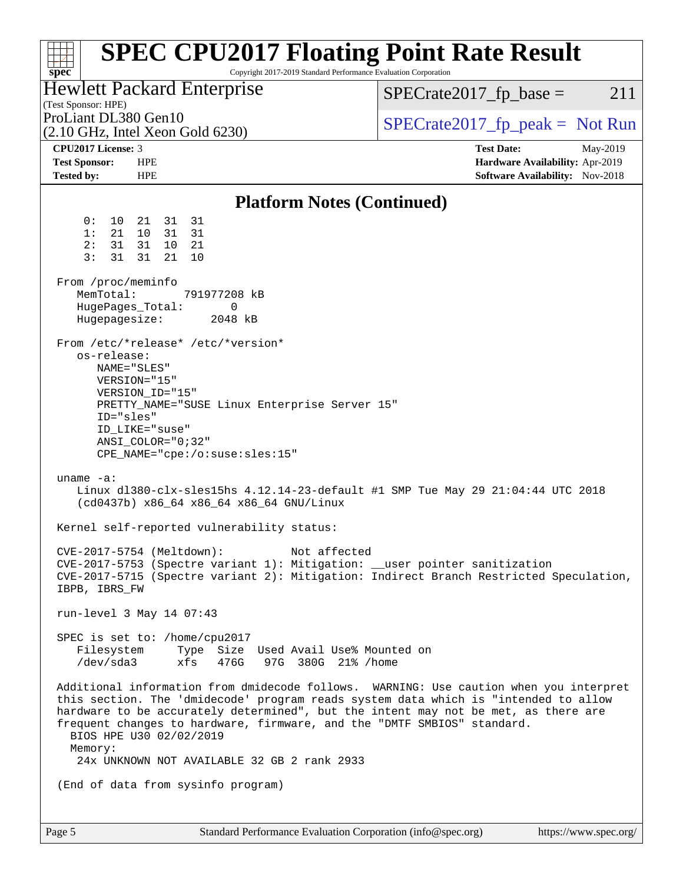# SPEC CPU2017 Floating Point Rate Result

Copyright 2017-2019 Standard Performance Evaluation Corporation

**Hewlett Packard Enterprise**
(Test Sponsor: HPE)
ProLiant DL380 Gen10
(2.10 GHz, Intel Xeon Gold 6230)

SPECrate2017_fp_base = 211
SPECrate2017_fp_peak = Not Run

**CPU2017 License:** 3
**Test Sponsor:** HPE
**Tested by:** HPE

**Test Date:** May-2019
**Hardware Availability:** Apr-2019
**Software Availability:** Nov-2018

## Platform Notes (Continued)

```
     0:  10  21  31  31
     1:  21  10  31  31
     2:  31  31  10  21
     3:  31  31  21  10

 From /proc/meminfo
    MemTotal:       791977208 kB
    HugePages_Total:       0
    Hugepagesize:       2048 kB

 From /etc/*release* /etc/*version*
    os-release:
       NAME="SLES"
       VERSION="15"
       VERSION_ID="15"
       PRETTY_NAME="SUSE Linux Enterprise Server 15"
       ID="sles"
       ID_LIKE="suse"
       ANSI_COLOR="0;32"
       CPE_NAME="cpe:/o:suse:sles:15"

 uname -a:
    Linux dl380-clx-sles15hs 4.12.14-23-default #1 SMP Tue May 29 21:04:44 UTC 2018
    (cd0437b) x86_64 x86_64 x86_64 GNU/Linux

 Kernel self-reported vulnerability status:

 CVE-2017-5754 (Meltdown):          Not affected
 CVE-2017-5753 (Spectre variant 1): Mitigation: __user pointer sanitization
 CVE-2017-5715 (Spectre variant 2): Mitigation: Indirect Branch Restricted Speculation,
 IBPB, IBRS_FW

 run-level 3 May 14 07:43

 SPEC is set to: /home/cpu2017
    Filesystem     Type  Size  Used Avail Use% Mounted on
    /dev/sda3      xfs   476G   97G  380G  21% /home

 Additional information from dmidecode follows.  WARNING: Use caution when you interpret
 this section. The 'dmidecode' program reads system data which is "intended to allow
 hardware to be accurately determined", but the intent may not be met, as there are
 frequent changes to hardware, firmware, and the "DMTF SMBIOS" standard.
   BIOS HPE U30 02/02/2019
   Memory:
    24x UNKNOWN NOT AVAILABLE 32 GB 2 rank 2933

 (End of data from sysinfo program)
```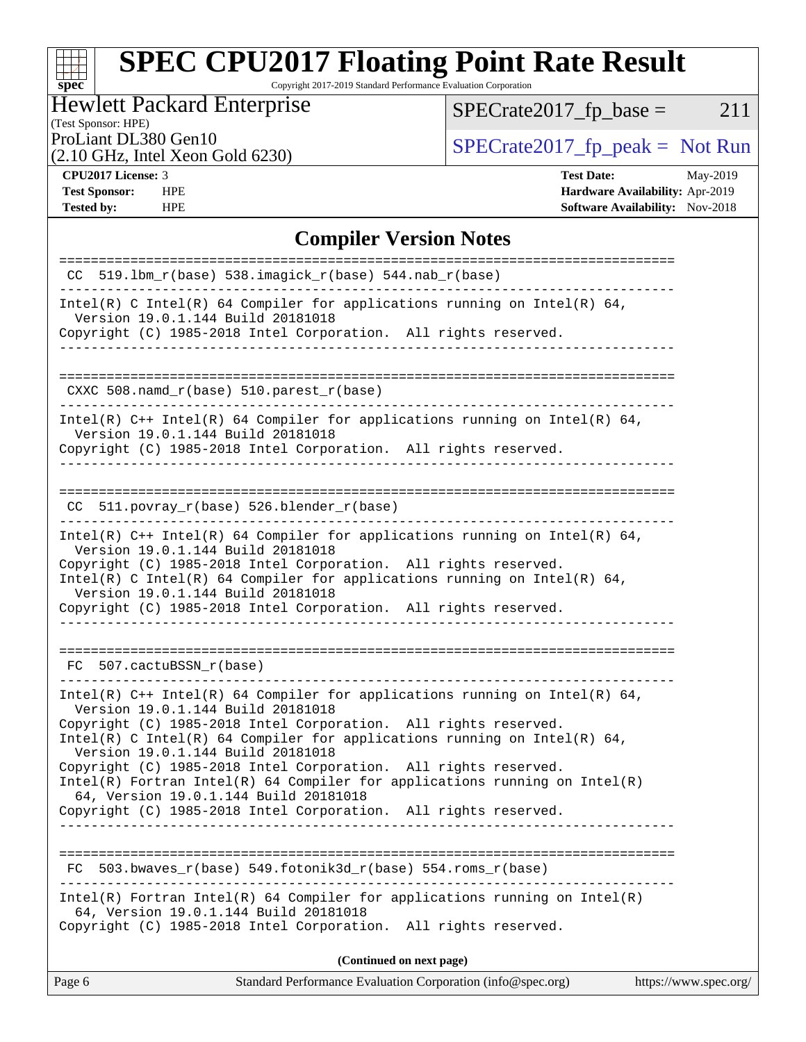# SPEC CPU2017 Floating Point Rate Result

Copyright 2017-2019 Standard Performance Evaluation Corporation

**Hewlett Packard Enterprise**
(Test Sponsor: HPE)
ProLiant DL380 Gen10
(2.10 GHz, Intel Xeon Gold 6230)

SPECrate2017_fp_base = 211

SPECrate2017_fp_peak = Not Run

| | | | |
|---|---|---|---|
| **CPU2017 License:** | 3 | **Test Date:** | May-2019 |
| **Test Sponsor:** | HPE | **Hardware Availability:** | Apr-2019 |
| **Tested by:** | HPE | **Software Availability:** | Nov-2018 |

## Compiler Version Notes

```
==============================================================================
 CC  519.lbm_r(base) 538.imagick_r(base) 544.nab_r(base)
------------------------------------------------------------------------------
Intel(R) C Intel(R) 64 Compiler for applications running on Intel(R) 64,
  Version 19.0.1.144 Build 20181018
Copyright (C) 1985-2018 Intel Corporation.  All rights reserved.
------------------------------------------------------------------------------

==============================================================================
 CXXC 508.namd_r(base) 510.parest_r(base)
------------------------------------------------------------------------------
Intel(R) C++ Intel(R) 64 Compiler for applications running on Intel(R) 64,
  Version 19.0.1.144 Build 20181018
Copyright (C) 1985-2018 Intel Corporation.  All rights reserved.
------------------------------------------------------------------------------

==============================================================================
 CC  511.povray_r(base) 526.blender_r(base)
------------------------------------------------------------------------------
Intel(R) C++ Intel(R) 64 Compiler for applications running on Intel(R) 64,
  Version 19.0.1.144 Build 20181018
Copyright (C) 1985-2018 Intel Corporation.  All rights reserved.
Intel(R) C Intel(R) 64 Compiler for applications running on Intel(R) 64,
  Version 19.0.1.144 Build 20181018
Copyright (C) 1985-2018 Intel Corporation.  All rights reserved.
------------------------------------------------------------------------------

==============================================================================
 FC  507.cactuBSSN_r(base)
------------------------------------------------------------------------------
Intel(R) C++ Intel(R) 64 Compiler for applications running on Intel(R) 64,
  Version 19.0.1.144 Build 20181018
Copyright (C) 1985-2018 Intel Corporation.  All rights reserved.
Intel(R) C Intel(R) 64 Compiler for applications running on Intel(R) 64,
  Version 19.0.1.144 Build 20181018
Copyright (C) 1985-2018 Intel Corporation.  All rights reserved.
Intel(R) Fortran Intel(R) 64 Compiler for applications running on Intel(R)
  64, Version 19.0.1.144 Build 20181018
Copyright (C) 1985-2018 Intel Corporation.  All rights reserved.
------------------------------------------------------------------------------

==============================================================================
 FC  503.bwaves_r(base) 549.fotonik3d_r(base) 554.roms_r(base)
------------------------------------------------------------------------------
Intel(R) Fortran Intel(R) 64 Compiler for applications running on Intel(R)
  64, Version 19.0.1.144 Build 20181018
Copyright (C) 1985-2018 Intel Corporation.  All rights reserved.
```

**(Continued on next page)**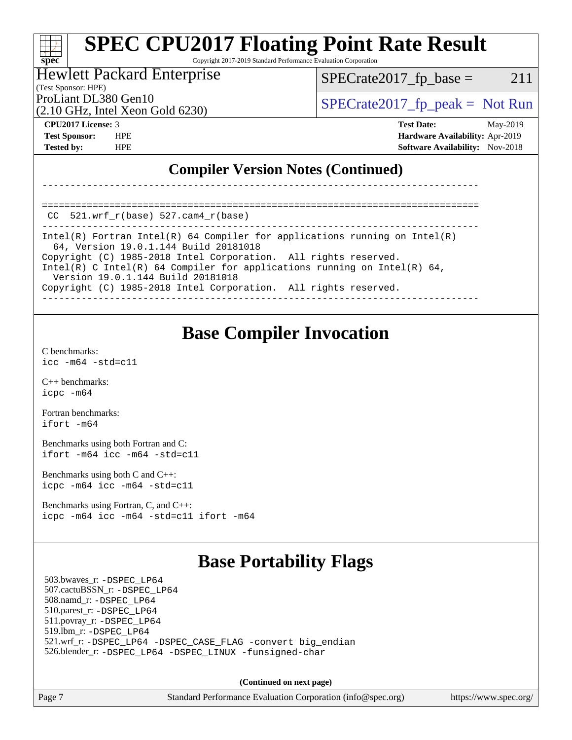## Compiler Version Notes (Continued)

```
------------------------------------------------------------------------------

==============================================================================
 CC  521.wrf_r(base) 527.cam4_r(base)
------------------------------------------------------------------------------
Intel(R) Fortran Intel(R) 64 Compiler for applications running on Intel(R)
  64, Version 19.0.1.144 Build 20181018
Copyright (C) 1985-2018 Intel Corporation.  All rights reserved.
Intel(R) C Intel(R) 64 Compiler for applications running on Intel(R) 64,
  Version 19.0.1.144 Build 20181018
Copyright (C) 1985-2018 Intel Corporation.  All rights reserved.
------------------------------------------------------------------------------
```

## Base Compiler Invocation

C benchmarks:
`icc -m64 -std=c11`

C++ benchmarks:
`icpc -m64`

Fortran benchmarks:
`ifort -m64`

Benchmarks using both Fortran and C:
`ifort -m64 icc -m64 -std=c11`

Benchmarks using both C and C++:
`icpc -m64 icc -m64 -std=c11`

Benchmarks using Fortran, C, and C++:
`icpc -m64 icc -m64 -std=c11 ifort -m64`

## Base Portability Flags

503.bwaves_r: `-DSPEC_LP64`
507.cactuBSSN_r: `-DSPEC_LP64`
508.namd_r: `-DSPEC_LP64`
510.parest_r: `-DSPEC_LP64`
511.povray_r: `-DSPEC_LP64`
519.lbm_r: `-DSPEC_LP64`
521.wrf_r: `-DSPEC_LP64 -DSPEC_CASE_FLAG -convert big_endian`
526.blender_r: `-DSPEC_LP64 -DSPEC_LINUX -funsigned-char`

**(Continued on next page)**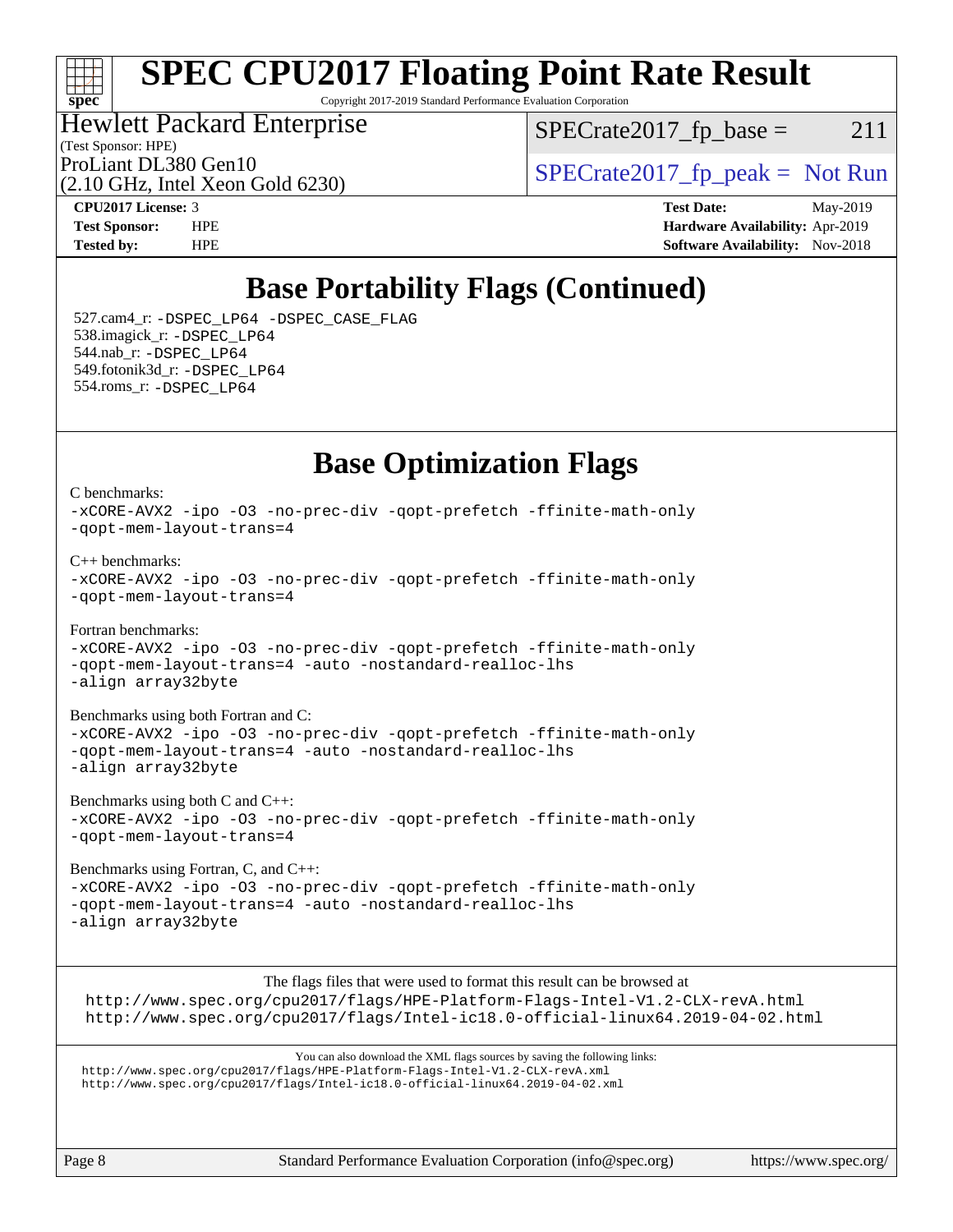# SPEC CPU2017 Floating Point Rate Result

Copyright 2017-2019 Standard Performance Evaluation Corporation

Hewlett Packard Enterprise
(Test Sponsor: HPE)
ProLiant DL380 Gen10
(2.10 GHz, Intel Xeon Gold 6230)

SPECrate2017_fp_base = 211

SPECrate2017_fp_peak = Not Run

**CPU2017 License:** 3
**Test Sponsor:** HPE
**Tested by:** HPE

**Test Date:** May-2019
**Hardware Availability:** Apr-2019
**Software Availability:** Nov-2018

## Base Portability Flags (Continued)

527.cam4_r: -DSPEC_LP64 -DSPEC_CASE_FLAG
538.imagick_r: -DSPEC_LP64
544.nab_r: -DSPEC_LP64
549.fotonik3d_r: -DSPEC_LP64
554.roms_r: -DSPEC_LP64

## Base Optimization Flags

C benchmarks:
-xCORE-AVX2 -ipo -O3 -no-prec-div -qopt-prefetch -ffinite-math-only -qopt-mem-layout-trans=4

C++ benchmarks:
-xCORE-AVX2 -ipo -O3 -no-prec-div -qopt-prefetch -ffinite-math-only -qopt-mem-layout-trans=4

Fortran benchmarks:
-xCORE-AVX2 -ipo -O3 -no-prec-div -qopt-prefetch -ffinite-math-only -qopt-mem-layout-trans=4 -auto -nostandard-realloc-lhs -align array32byte

Benchmarks using both Fortran and C:
-xCORE-AVX2 -ipo -O3 -no-prec-div -qopt-prefetch -ffinite-math-only -qopt-mem-layout-trans=4 -auto -nostandard-realloc-lhs -align array32byte

Benchmarks using both C and C++:
-xCORE-AVX2 -ipo -O3 -no-prec-div -qopt-prefetch -ffinite-math-only -qopt-mem-layout-trans=4

Benchmarks using Fortran, C, and C++:
-xCORE-AVX2 -ipo -O3 -no-prec-div -qopt-prefetch -ffinite-math-only -qopt-mem-layout-trans=4 -auto -nostandard-realloc-lhs -align array32byte

The flags files that were used to format this result can be browsed at
http://www.spec.org/cpu2017/flags/HPE-Platform-Flags-Intel-V1.2-CLX-revA.html
http://www.spec.org/cpu2017/flags/Intel-ic18.0-official-linux64.2019-04-02.html

You can also download the XML flags sources by saving the following links:
http://www.spec.org/cpu2017/flags/HPE-Platform-Flags-Intel-V1.2-CLX-revA.xml
http://www.spec.org/cpu2017/flags/Intel-ic18.0-official-linux64.2019-04-02.xml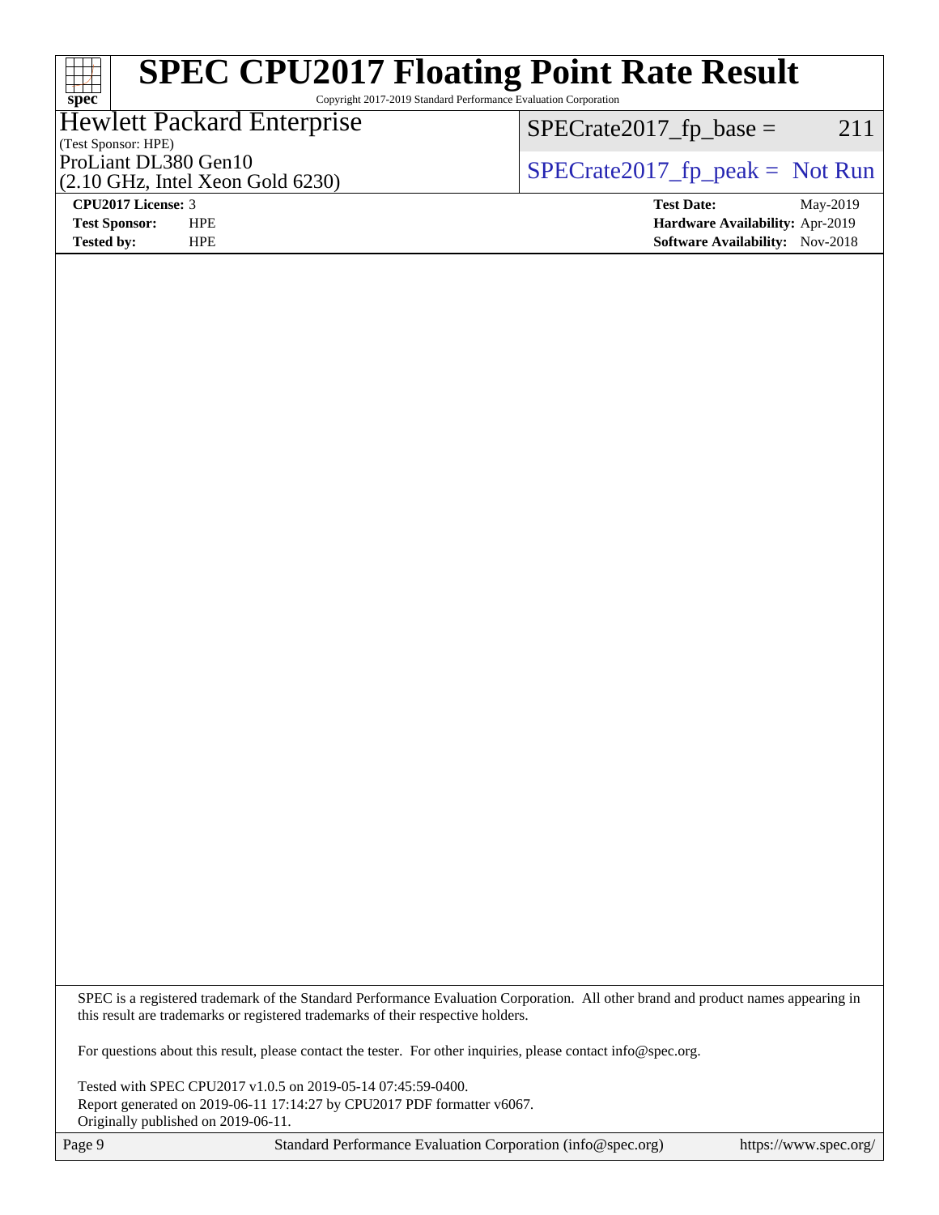SPEC is a registered trademark of the Standard Performance Evaluation Corporation. All other brand and product names appearing in this result are trademarks or registered trademarks of their respective holders.

For questions about this result, please contact the tester. For other inquiries, please contact info@spec.org.

Tested with SPEC CPU2017 v1.0.5 on 2019-05-14 07:45:59-0400.
Report generated on 2019-06-11 17:14:27 by CPU2017 PDF formatter v6067.
Originally published on 2019-06-11.